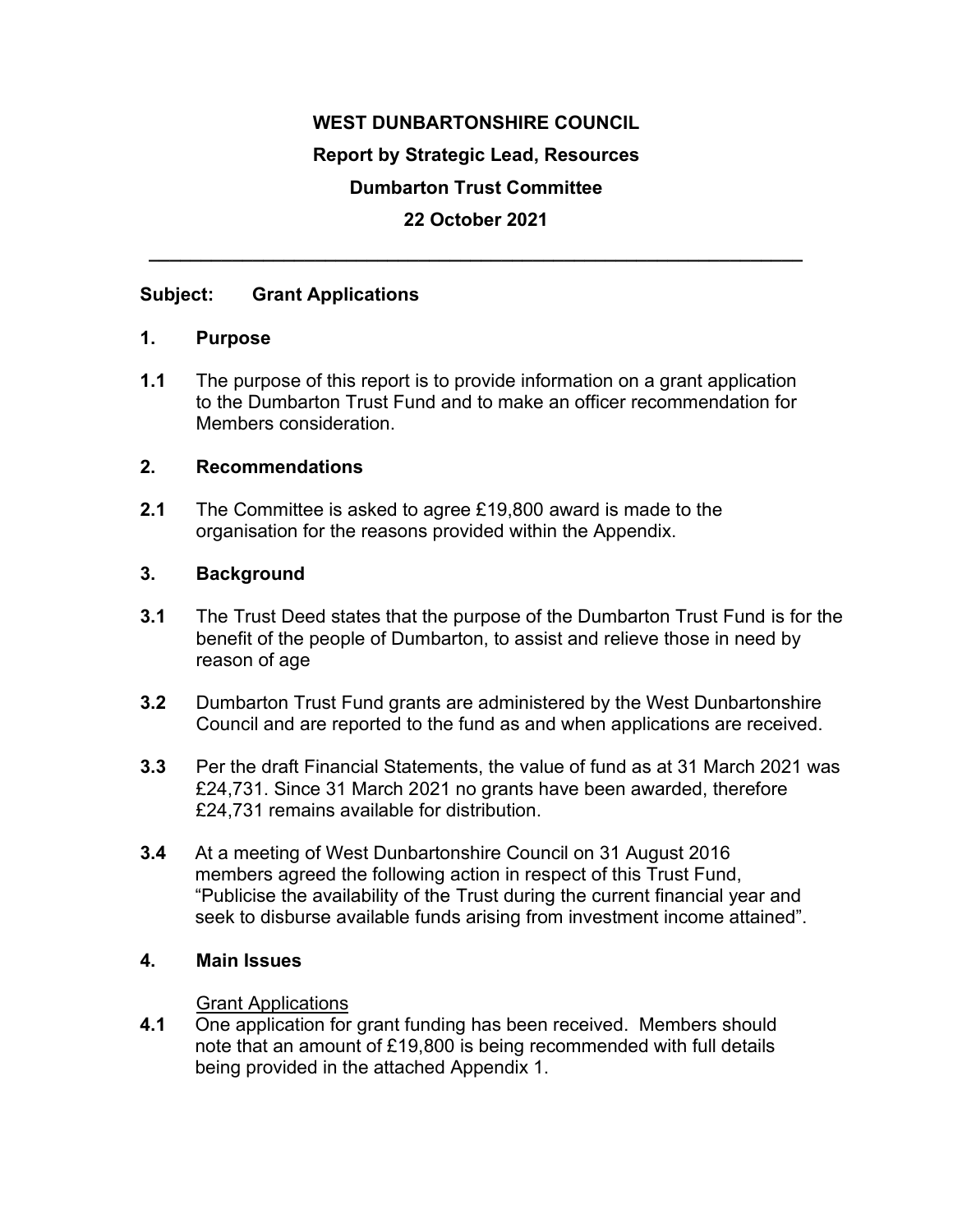**WEST DUNBARTONSHIRE COUNCIL**

**Report by Strategic Lead, Resources**

**Dumbarton Trust Committee**

**22 October 2021**

---

**Subject: Grant Applications**

## 1. Purpose

**1.1** The purpose of this report is to provide information on a grant application to the Dumbarton Trust Fund and to make an officer recommendation for Members consideration.

## 2. Recommendations

**2.1** The Committee is asked to agree £19,800 award is made to the organisation for the reasons provided within the Appendix.

## 3. Background

**3.1** The Trust Deed states that the purpose of the Dumbarton Trust Fund is for the benefit of the people of Dumbarton, to assist and relieve those in need by reason of age

**3.2** Dumbarton Trust Fund grants are administered by the West Dunbartonshire Council and are reported to the fund as and when applications are received.

**3.3** Per the draft Financial Statements, the value of fund as at 31 March 2021 was £24,731. Since 31 March 2021 no grants have been awarded, therefore £24,731 remains available for distribution.

**3.4** At a meeting of West Dunbartonshire Council on 31 August 2016 members agreed the following action in respect of this Trust Fund, "Publicise the availability of the Trust during the current financial year and seek to disburse available funds arising from investment income attained".

## 4. Main Issues

Grant Applications

**4.1** One application for grant funding has been received. Members should note that an amount of £19,800 is being recommended with full details being provided in the attached Appendix 1.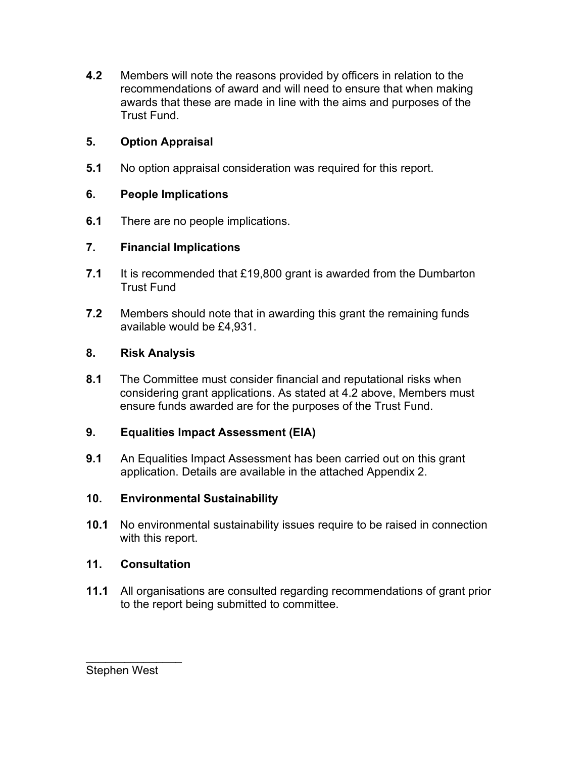**4.2** Members will note the reasons provided by officers in relation to the recommendations of award and will need to ensure that when making awards that these are made in line with the aims and purposes of the Trust Fund.

## 5. Option Appraisal

**5.1** No option appraisal consideration was required for this report.

## 6. People Implications

**6.1** There are no people implications.

## 7. Financial Implications

**7.1** It is recommended that £19,800 grant is awarded from the Dumbarton Trust Fund

**7.2** Members should note that in awarding this grant the remaining funds available would be £4,931.

## 8. Risk Analysis

**8.1** The Committee must consider financial and reputational risks when considering grant applications. As stated at 4.2 above, Members must ensure funds awarded are for the purposes of the Trust Fund.

## 9. Equalities Impact Assessment (EIA)

**9.1** An Equalities Impact Assessment has been carried out on this grant application. Details are available in the attached Appendix 2.

## 10. Environmental Sustainability

**10.1** No environmental sustainability issues require to be raised in connection with this report.

## 11. Consultation

**11.1** All organisations are consulted regarding recommendations of grant prior to the report being submitted to committee.

_______________

Stephen West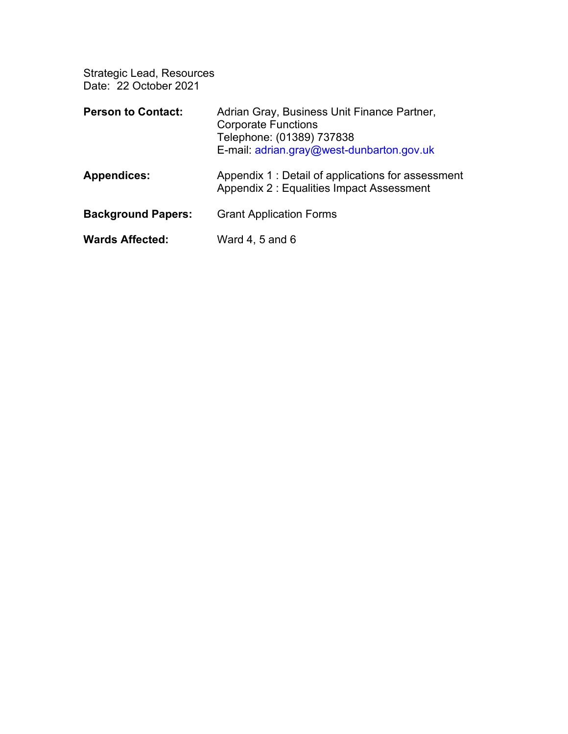Strategic Lead, Resources
Date: 22 October 2021

| | |
|---|---|
| **Person to Contact:** | Adrian Gray, Business Unit Finance Partner, Corporate Functions<br>Telephone: (01389) 737838<br>E-mail: adrian.gray@west-dunbarton.gov.uk |
| **Appendices:** | Appendix 1 : Detail of applications for assessment<br>Appendix 2 : Equalities Impact Assessment |
| **Background Papers:** | Grant Application Forms |
| **Wards Affected:** | Ward 4, 5 and 6 |